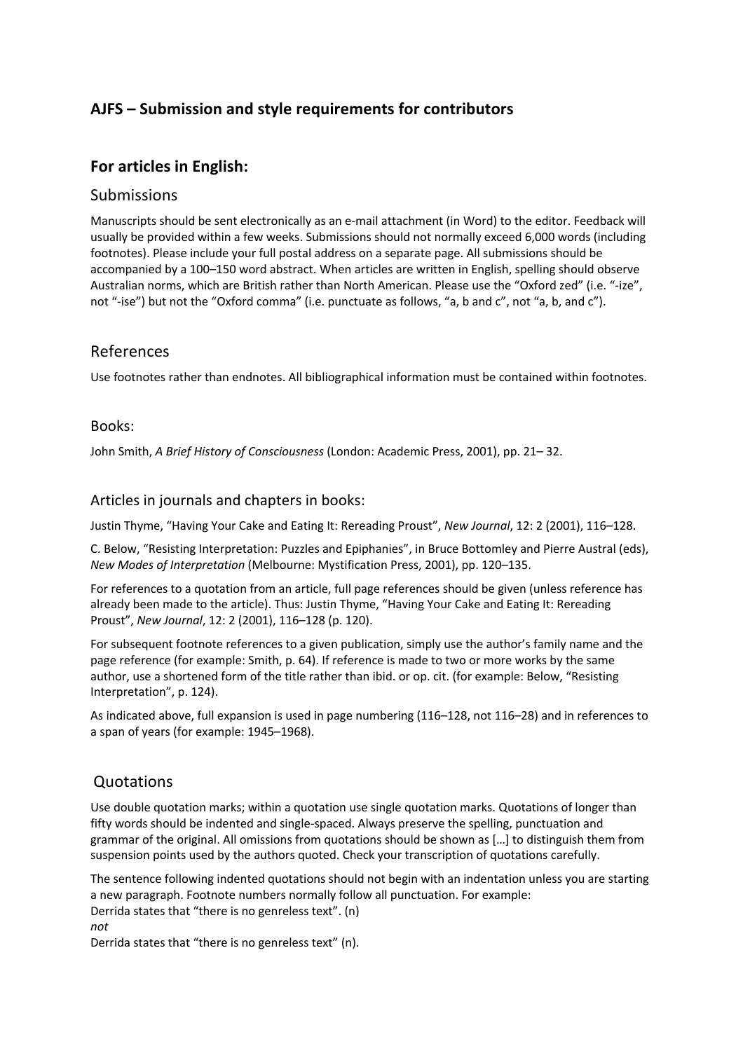# AJFS – Submission and style requirements for contributors

## For articles in English:

### Submissions

Manuscripts should be sent electronically as an e-mail attachment (in Word) to the editor. Feedback will usually be provided within a few weeks. Submissions should not normally exceed 6,000 words (including footnotes). Please include your full postal address on a separate page. All submissions should be accompanied by a 100–150 word abstract. When articles are written in English, spelling should observe Australian norms, which are British rather than North American. Please use the "Oxford zed" (i.e. "-ize", not "-ise") but not the "Oxford comma" (i.e. punctuate as follows, "a, b and c", not "a, b, and c").

### References

Use footnotes rather than endnotes. All bibliographical information must be contained within footnotes.

#### Books:

John Smith, *A Brief History of Consciousness* (London: Academic Press, 2001), pp. 21– 32.

#### Articles in journals and chapters in books:

Justin Thyme, "Having Your Cake and Eating It: Rereading Proust", *New Journal*, 12: 2 (2001), 116–128.

C. Below, "Resisting Interpretation: Puzzles and Epiphanies", in Bruce Bottomley and Pierre Austral (eds), *New Modes of Interpretation* (Melbourne: Mystification Press, 2001), pp. 120–135.

For references to a quotation from an article, full page references should be given (unless reference has already been made to the article). Thus: Justin Thyme, "Having Your Cake and Eating It: Rereading Proust", *New Journal*, 12: 2 (2001), 116–128 (p. 120).

For subsequent footnote references to a given publication, simply use the author's family name and the page reference (for example: Smith, p. 64). If reference is made to two or more works by the same author, use a shortened form of the title rather than ibid. or op. cit. (for example: Below, "Resisting Interpretation", p. 124).

As indicated above, full expansion is used in page numbering (116–128, not 116–28) and in references to a span of years (for example: 1945–1968).

### Quotations

Use double quotation marks; within a quotation use single quotation marks. Quotations of longer than fifty words should be indented and single-spaced. Always preserve the spelling, punctuation and grammar of the original. All omissions from quotations should be shown as […] to distinguish them from suspension points used by the authors quoted. Check your transcription of quotations carefully.

The sentence following indented quotations should not begin with an indentation unless you are starting a new paragraph. Footnote numbers normally follow all punctuation. For example:
Derrida states that "there is no genreless text". (n)
*not*
Derrida states that "there is no genreless text" (n).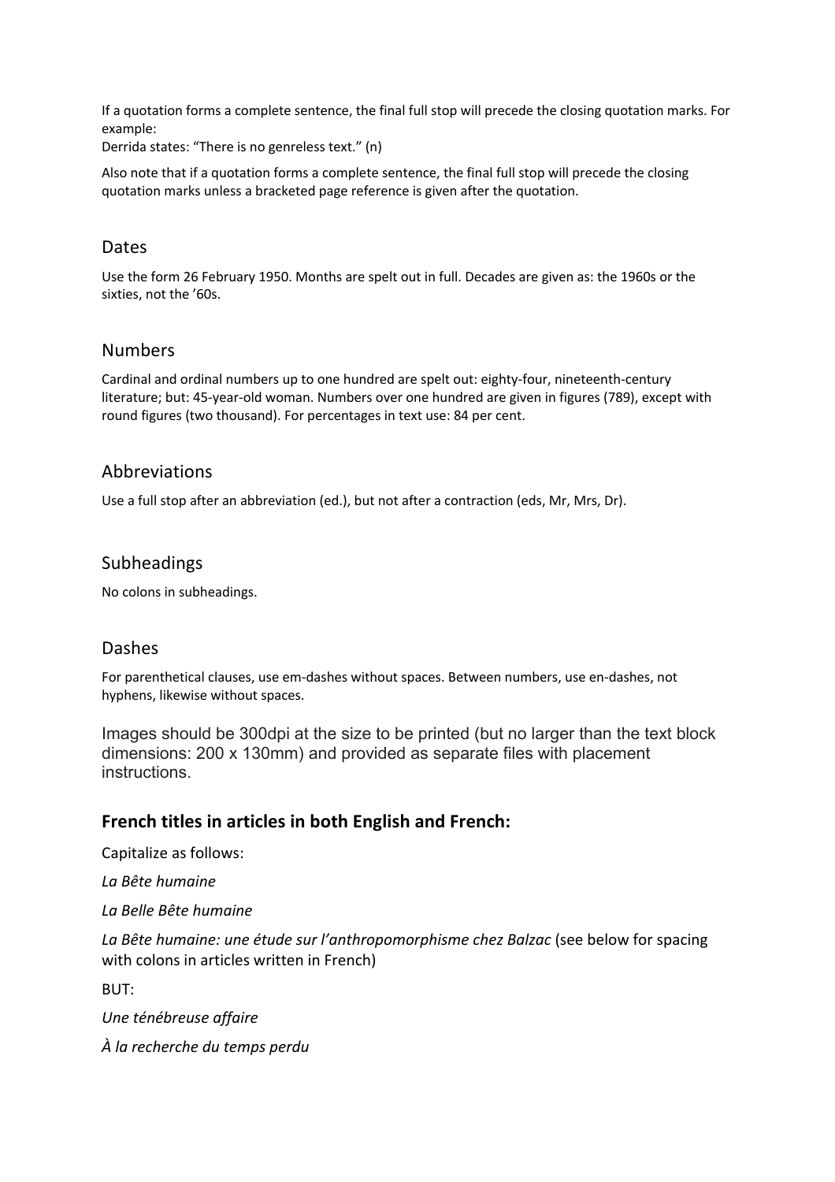If a quotation forms a complete sentence, the final full stop will precede the closing quotation marks. For example:
Derrida states: “There is no genreless text.” (n)

Also note that if a quotation forms a complete sentence, the final full stop will precede the closing quotation marks unless a bracketed page reference is given after the quotation.

## Dates

Use the form 26 February 1950. Months are spelt out in full. Decades are given as: the 1960s or the sixties, not the ’60s.

## Numbers

Cardinal and ordinal numbers up to one hundred are spelt out: eighty-four, nineteenth-century literature; but: 45-year-old woman. Numbers over one hundred are given in figures (789), except with round figures (two thousand). For percentages in text use: 84 per cent.

## Abbreviations

Use a full stop after an abbreviation (ed.), but not after a contraction (eds, Mr, Mrs, Dr).

## Subheadings

No colons in subheadings.

## Dashes

For parenthetical clauses, use em-dashes without spaces. Between numbers, use en-dashes, not hyphens, likewise without spaces.

Images should be 300dpi at the size to be printed (but no larger than the text block dimensions: 200 x 130mm) and provided as separate files with placement instructions.

### French titles in articles in both English and French:

Capitalize as follows:

*La Bête humaine*

*La Belle Bête humaine*

*La Bête humaine: une étude sur l’anthropomorphisme chez Balzac* (see below for spacing with colons in articles written in French)

BUT:

*Une ténébreuse affaire*

*À la recherche du temps perdu*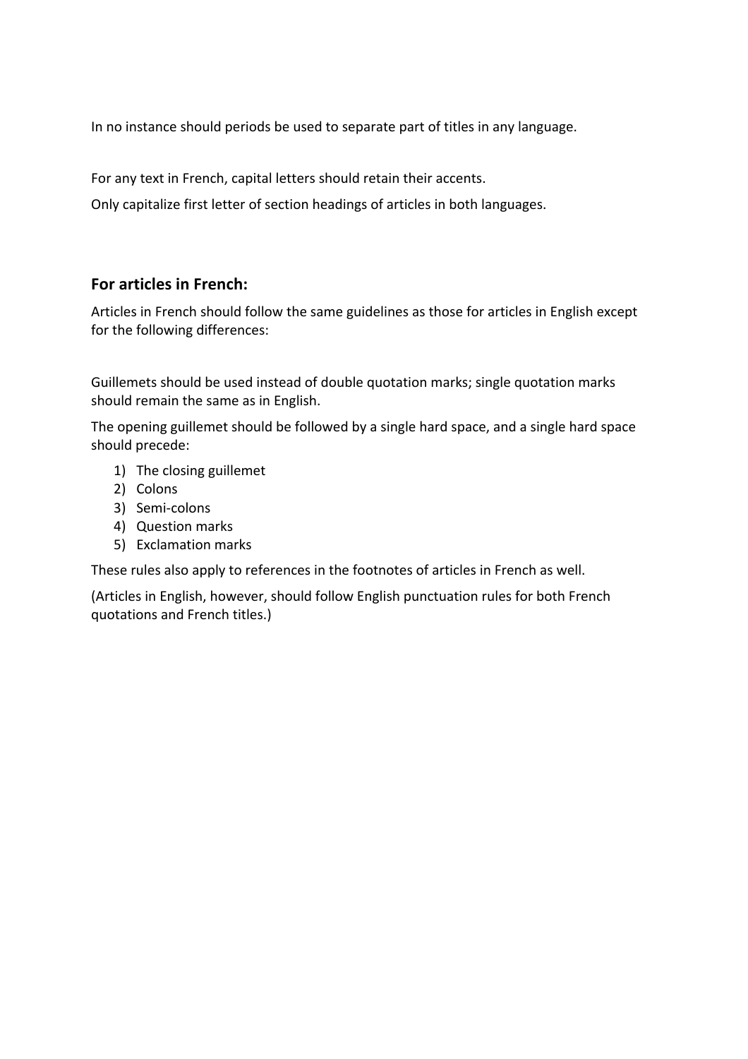In no instance should periods be used to separate part of titles in any language.

For any text in French, capital letters should retain their accents.

Only capitalize first letter of section headings of articles in both languages.

## For articles in French:

Articles in French should follow the same guidelines as those for articles in English except for the following differences:

Guillemets should be used instead of double quotation marks; single quotation marks should remain the same as in English.

The opening guillemet should be followed by a single hard space, and a single hard space should precede:

1) The closing guillemet
2) Colons
3) Semi-colons
4) Question marks
5) Exclamation marks

These rules also apply to references in the footnotes of articles in French as well.

(Articles in English, however, should follow English punctuation rules for both French quotations and French titles.)